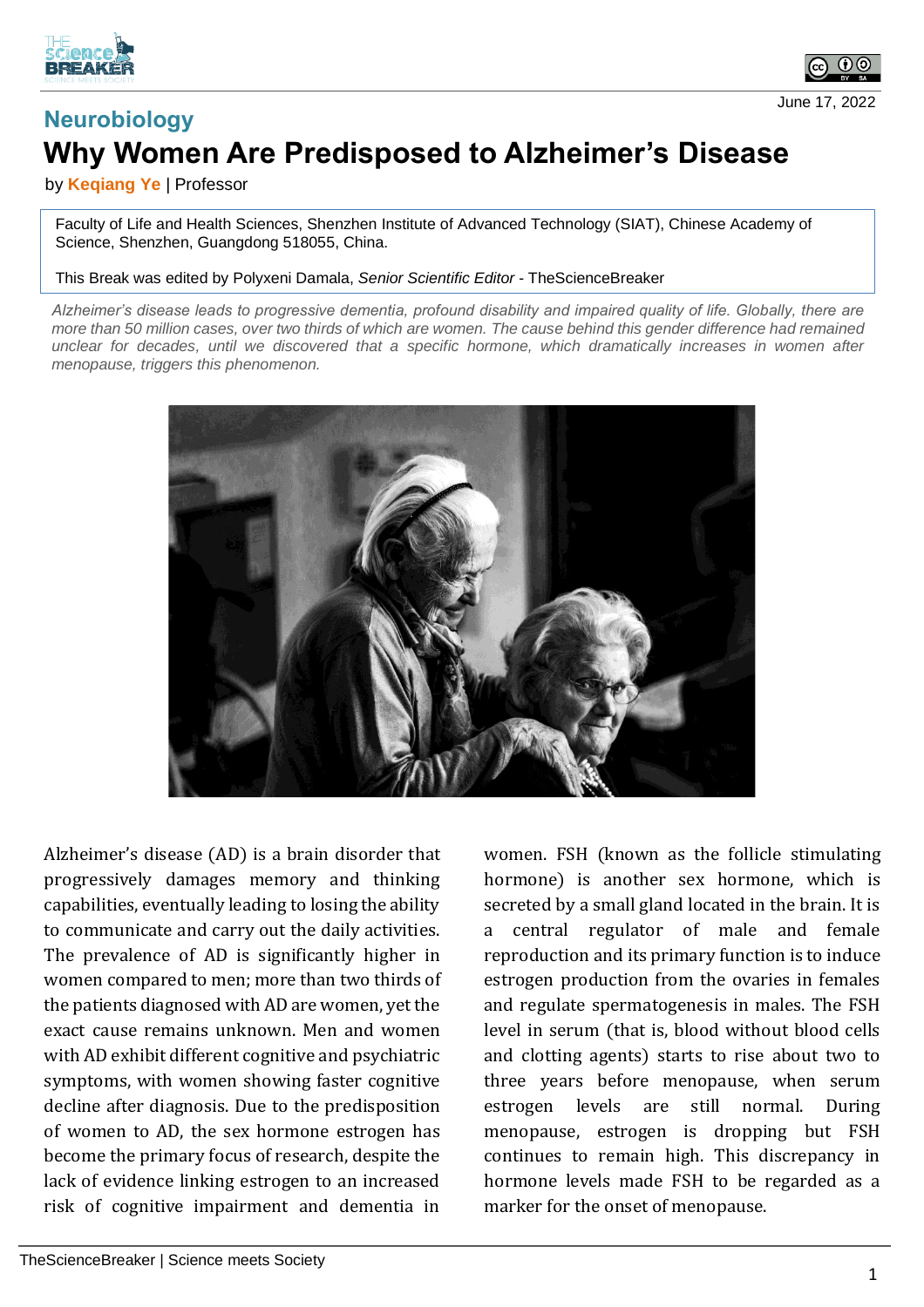## Neurobiology

# Why Women Are Predisposed to Alzheimer's Disease

by **Keqiang Ye** | Professor

Faculty of Life and Health Sciences, Shenzhen Institute of Advanced Technology (SIAT), Chinese Academy of Science, Shenzhen, Guangdong 518055, China.

This Break was edited by Polyxeni Damala, *Senior Scientific Editor* - TheScienceBreaker

*Alzheimer's disease leads to progressive dementia, profound disability and impaired quality of life. Globally, there are more than 50 million cases, over two thirds of which are women. The cause behind this gender difference had remained unclear for decades, until we discovered that a specific hormone, which dramatically increases in women after menopause, triggers this phenomenon.*

Alzheimer's disease (AD) is a brain disorder that progressively damages memory and thinking capabilities, eventually leading to losing the ability to communicate and carry out the daily activities. The prevalence of AD is significantly higher in women compared to men; more than two thirds of the patients diagnosed with AD are women, yet the exact cause remains unknown. Men and women with AD exhibit different cognitive and psychiatric symptoms, with women showing faster cognitive decline after diagnosis. Due to the predisposition of women to AD, the sex hormone estrogen has become the primary focus of research, despite the lack of evidence linking estrogen to an increased risk of cognitive impairment and dementia in women. FSH (known as the follicle stimulating hormone) is another sex hormone, which is secreted by a small gland located in the brain. It is a central regulator of male and female reproduction and its primary function is to induce estrogen production from the ovaries in females and regulate spermatogenesis in males. The FSH level in serum (that is, blood without blood cells and clotting agents) starts to rise about two to three years before menopause, when serum estrogen levels are still normal. During menopause, estrogen is dropping but FSH continues to remain high. This discrepancy in hormone levels made FSH to be regarded as a marker for the onset of menopause.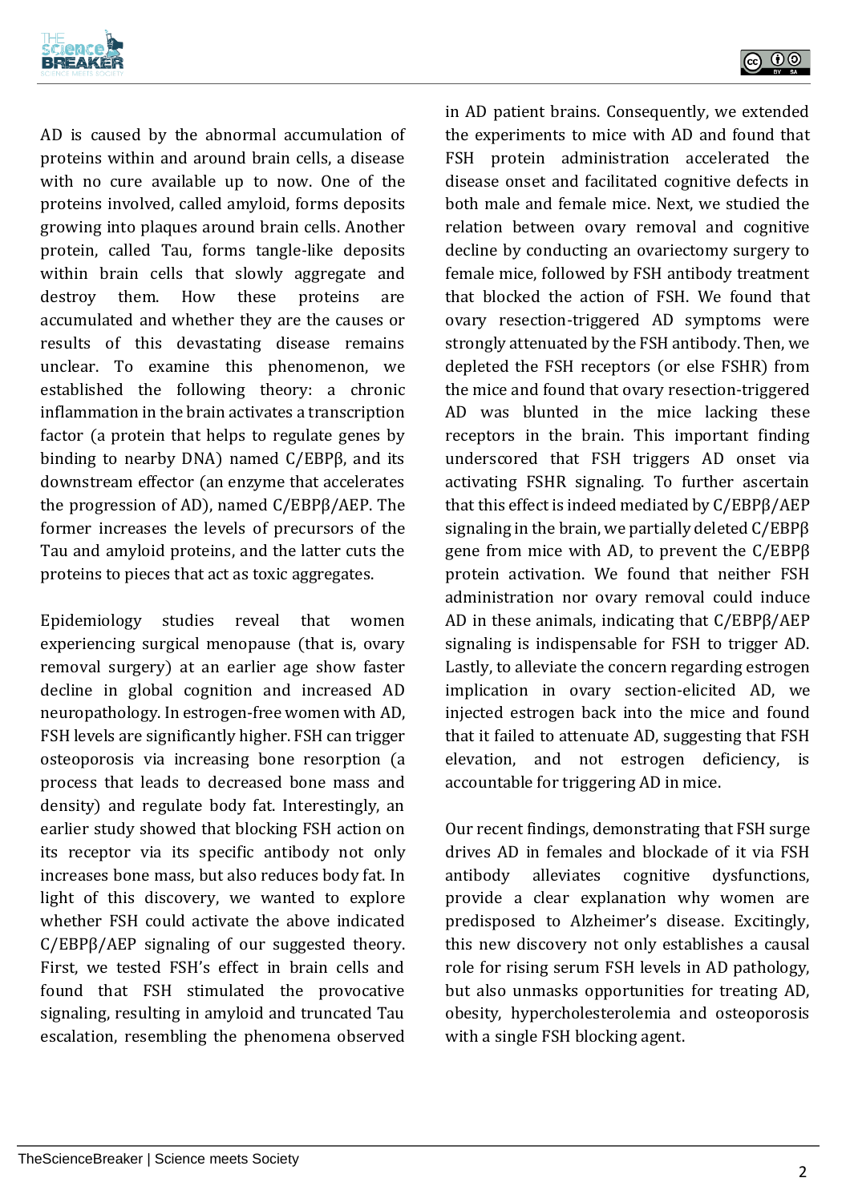AD is caused by the abnormal accumulation of proteins within and around brain cells, a disease with no cure available up to now. One of the proteins involved, called amyloid, forms deposits growing into plaques around brain cells. Another protein, called Tau, forms tangle-like deposits within brain cells that slowly aggregate and destroy them. How these proteins are accumulated and whether they are the causes or results of this devastating disease remains unclear. To examine this phenomenon, we established the following theory: a chronic inflammation in the brain activates a transcription factor (a protein that helps to regulate genes by binding to nearby DNA) named C/EBPβ, and its downstream effector (an enzyme that accelerates the progression of AD), named C/EBPβ/AEP. The former increases the levels of precursors of the Tau and amyloid proteins, and the latter cuts the proteins to pieces that act as toxic aggregates.

Epidemiology studies reveal that women experiencing surgical menopause (that is, ovary removal surgery) at an earlier age show faster decline in global cognition and increased AD neuropathology. In estrogen-free women with AD, FSH levels are significantly higher. FSH can trigger osteoporosis via increasing bone resorption (a process that leads to decreased bone mass and density) and regulate body fat. Interestingly, an earlier study showed that blocking FSH action on its receptor via its specific antibody not only increases bone mass, but also reduces body fat. In light of this discovery, we wanted to explore whether FSH could activate the above indicated C/EBPβ/AEP signaling of our suggested theory. First, we tested FSH's effect in brain cells and found that FSH stimulated the provocative signaling, resulting in amyloid and truncated Tau escalation, resembling the phenomena observed in AD patient brains. Consequently, we extended the experiments to mice with AD and found that FSH protein administration accelerated the disease onset and facilitated cognitive defects in both male and female mice. Next, we studied the relation between ovary removal and cognitive decline by conducting an ovariectomy surgery to female mice, followed by FSH antibody treatment that blocked the action of FSH. We found that ovary resection-triggered AD symptoms were strongly attenuated by the FSH antibody. Then, we depleted the FSH receptors (or else FSHR) from the mice and found that ovary resection-triggered AD was blunted in the mice lacking these receptors in the brain. This important finding underscored that FSH triggers AD onset via activating FSHR signaling. To further ascertain that this effect is indeed mediated by C/EBPβ/AEP signaling in the brain, we partially deleted C/EBPβ gene from mice with AD, to prevent the C/EBPβ protein activation. We found that neither FSH administration nor ovary removal could induce AD in these animals, indicating that C/EBPβ/AEP signaling is indispensable for FSH to trigger AD. Lastly, to alleviate the concern regarding estrogen implication in ovary section-elicited AD, we injected estrogen back into the mice and found that it failed to attenuate AD, suggesting that FSH elevation, and not estrogen deficiency, is accountable for triggering AD in mice.

Our recent findings, demonstrating that FSH surge drives AD in females and blockade of it via FSH antibody alleviates cognitive dysfunctions, provide a clear explanation why women are predisposed to Alzheimer's disease. Excitingly, this new discovery not only establishes a causal role for rising serum FSH levels in AD pathology, but also unmasks opportunities for treating AD, obesity, hypercholesterolemia and osteoporosis with a single FSH blocking agent.